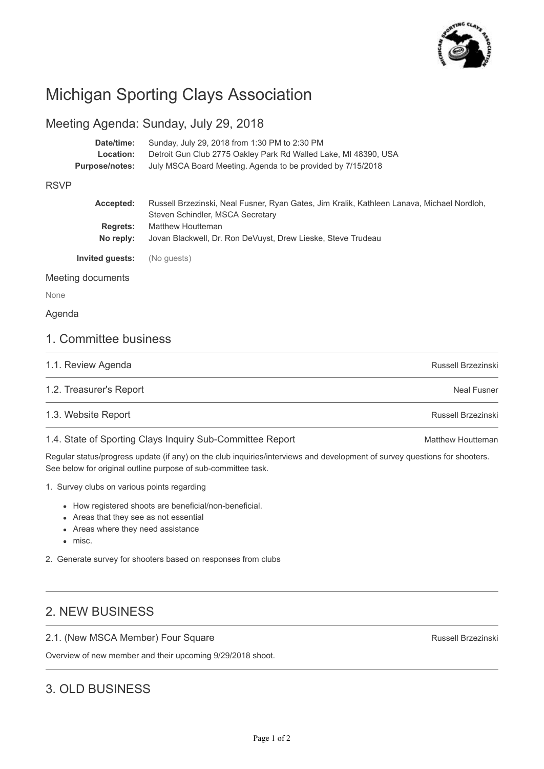# Michigan Sporting Clays Association

## Meeting Agenda: Sunday, July 29, 2018

**Date/time:** Sunday, July 29, 2018 from 1:30 PM to 2:30 PM
**Location:** Detroit Gun Club 2775 Oakley Park Rd Walled Lake, MI 48390, USA
**Purpose/notes:** July MSCA Board Meeting. Agenda to be provided by 7/15/2018

### RSVP

**Accepted:** Russell Brzezinski, Neal Fusner, Ryan Gates, Jim Kralik, Kathleen Lanava, Michael Nordloh, Steven Schindler, MSCA Secretary
**Regrets:** Matthew Houtteman
**No reply:** Jovan Blackwell, Dr. Ron DeVuyst, Drew Lieske, Steve Trudeau

**Invited guests:** (No guests)

### Meeting documents

None

### Agenda

## 1. Committee business

### 1.1. Review Agenda — Russell Brzezinski

### 1.2. Treasurer's Report — Neal Fusner

### 1.3. Website Report — Russell Brzezinski

### 1.4. State of Sporting Clays Inquiry Sub-Committee Report — Matthew Houtteman

Regular status/progress update (if any) on the club inquiries/interviews and development of survey questions for shooters. See below for original outline purpose of sub-committee task.

1. Survey clubs on various points regarding
   - How registered shoots are beneficial/non-beneficial.
   - Areas that they see as not essential
   - Areas where they need assistance
   - misc.
2. Generate survey for shooters based on responses from clubs

## 2. NEW BUSINESS

### 2.1. (New MSCA Member) Four Square — Russell Brzezinski

Overview of new member and their upcoming 9/29/2018 shoot.

## 3. OLD BUSINESS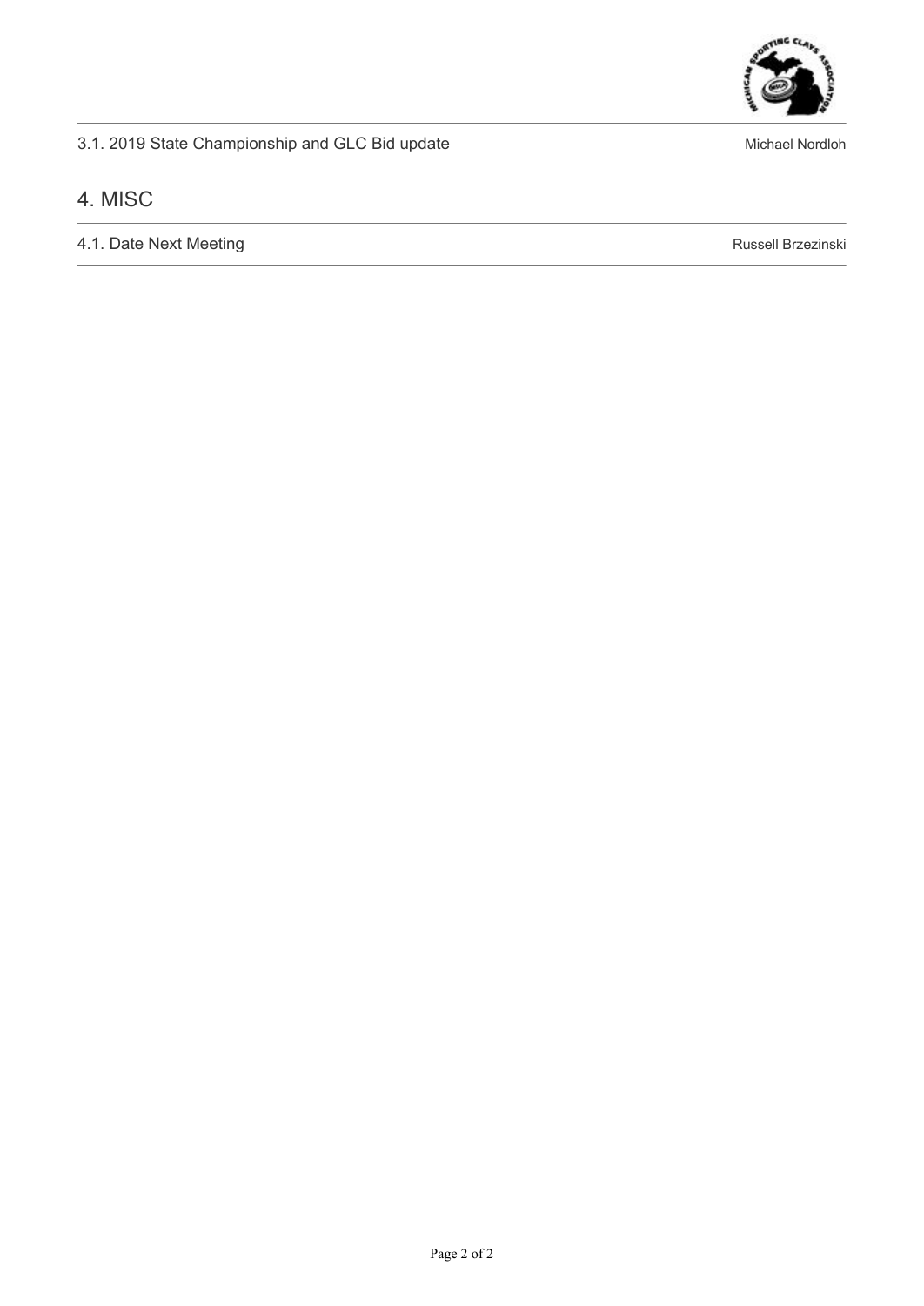3.1. 2019 State Championship and GLC Bid update — Michael Nordloh

## 4. MISC

4.1. Date Next Meeting — Russell Brzezinski